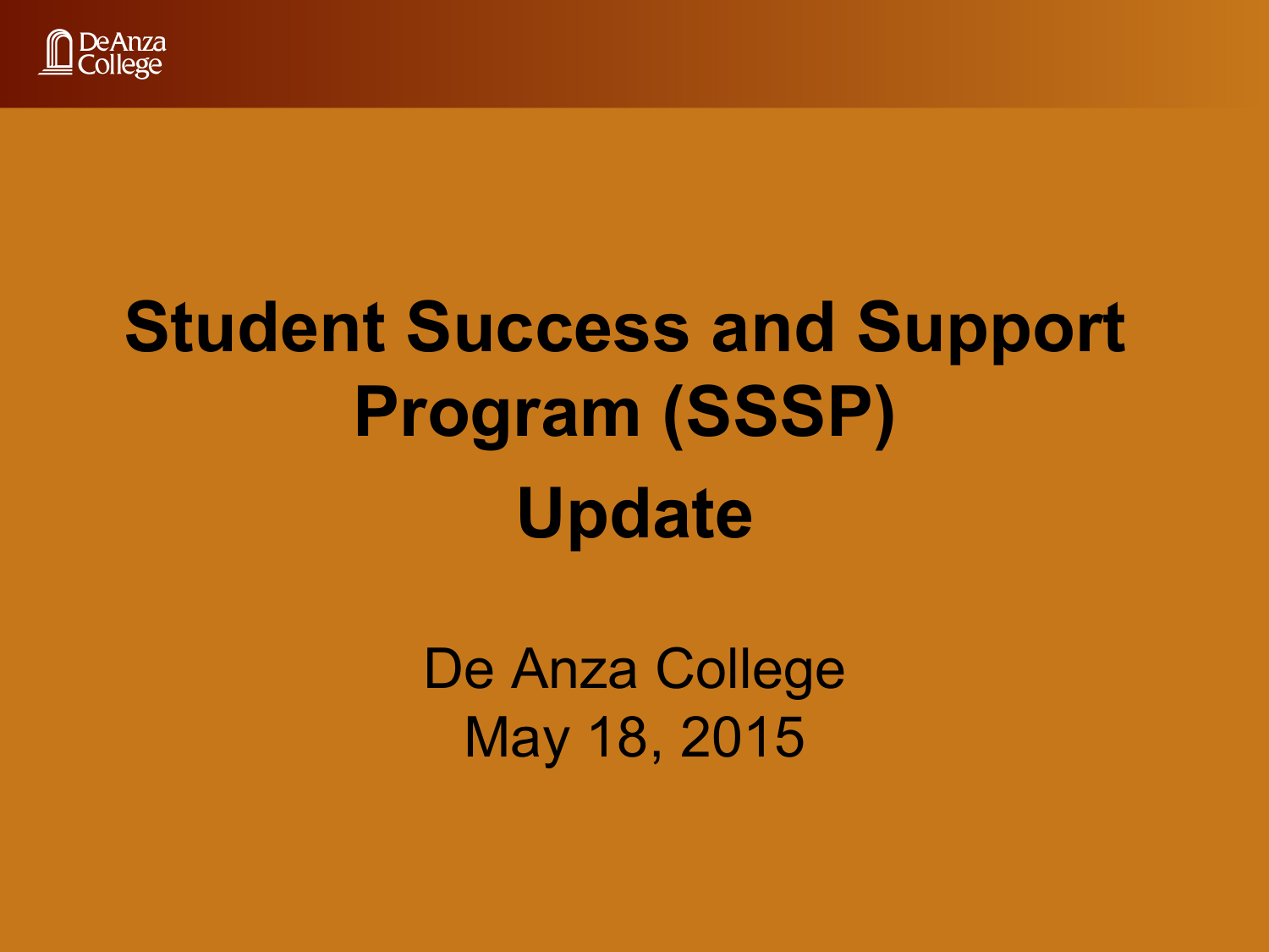# Student Success and Support Program (SSSP)

# Update

De Anza College

May 18, 2015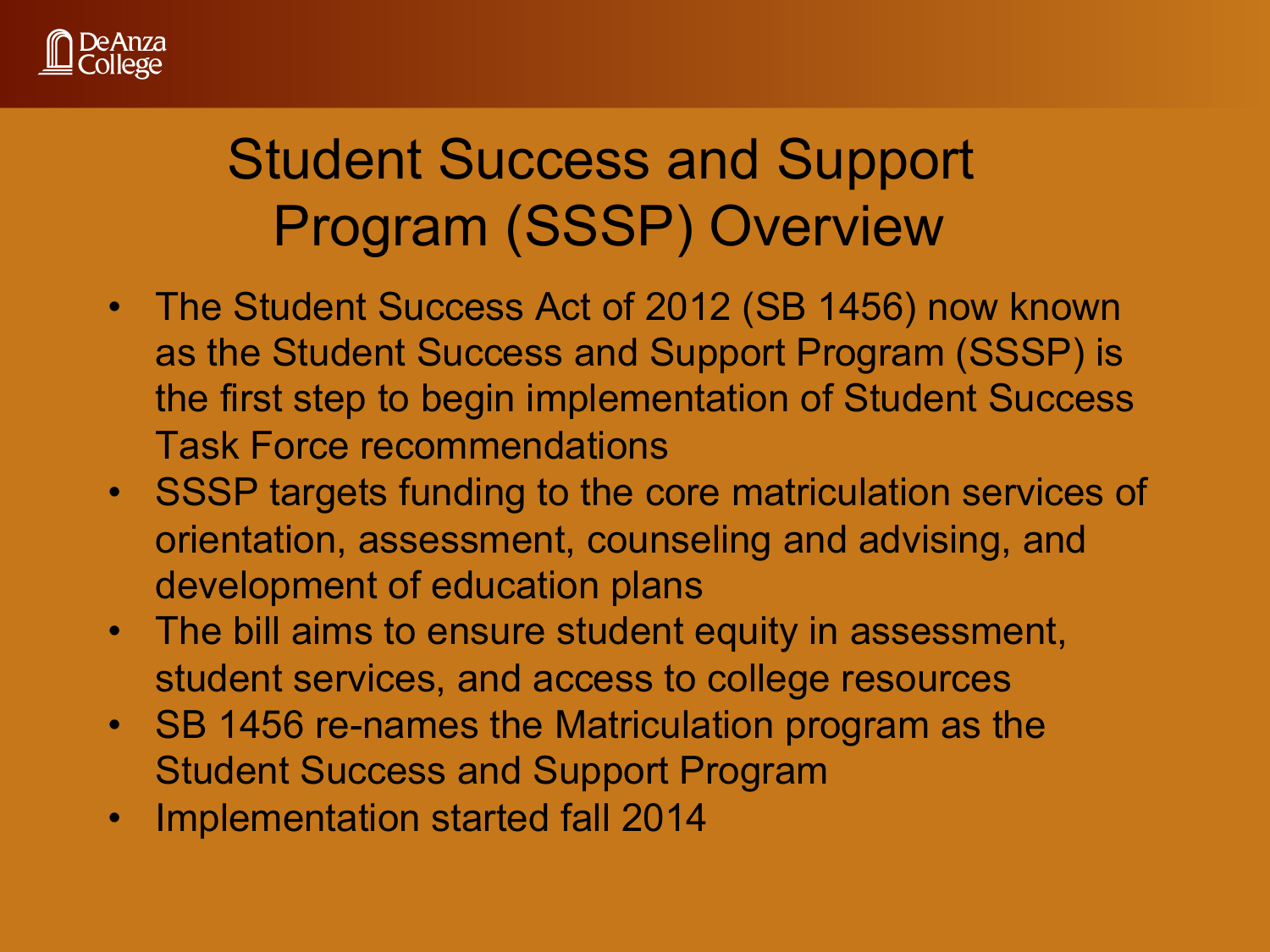# Student Success and Support Program (SSSP) Overview

- The Student Success Act of 2012 (SB 1456) now known as the Student Success and Support Program (SSSP) is the first step to begin implementation of Student Success Task Force recommendations
- SSSP targets funding to the core matriculation services of orientation, assessment, counseling and advising, and development of education plans
- The bill aims to ensure student equity in assessment, student services, and access to college resources
- SB 1456 re-names the Matriculation program as the Student Success and Support Program
- Implementation started fall 2014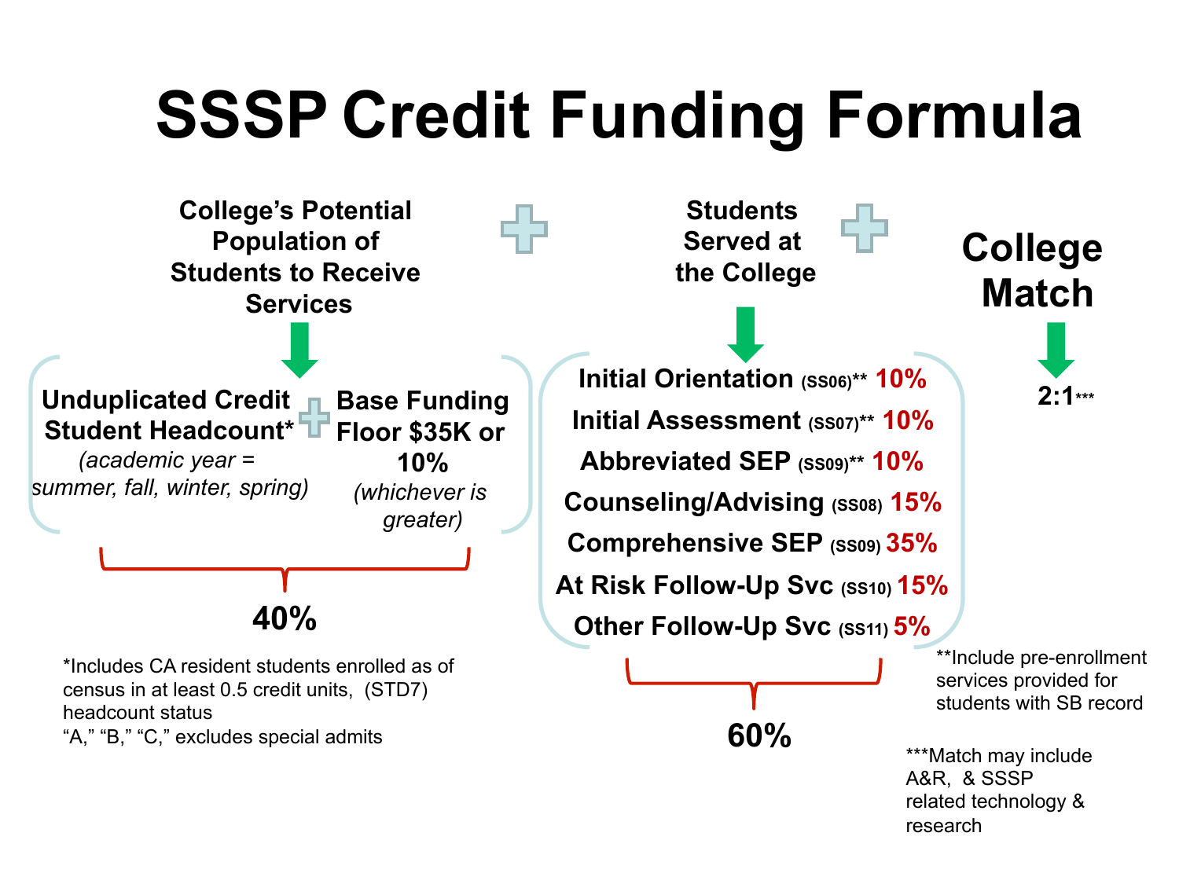# SSSP Credit Funding Formula

**College's Potential Population of Students to Receive Services** + **Students Served at the College** + **College Match**

## College's Potential Population of Students to Receive Services — 40%

- **Unduplicated Credit Student Headcount*** *(academic year = summer, fall, winter, spring)*
- \+ **Base Funding Floor $35K or 10%** *(whichever is greater)*

*Includes CA resident students enrolled as of census in at least 0.5 credit units, (STD7) headcount status "A," "B," "C," excludes special admits

## Students Served at the College — 60%

- **Initial Orientation** (SS06)** 10%
- **Initial Assessment** (SS07)** 10%
- **Abbreviated SEP** (SS09)** 10%
- **Counseling/Advising** (SS08) 15%
- **Comprehensive SEP** (SS09) 35%
- **At Risk Follow-Up Svc** (SS10) 15%
- **Other Follow-Up Svc** (SS11) 5%

**Include pre-enrollment services provided for students with SB record

## College Match

**2:1*****

***Match may include A&R, & SSSP related technology & research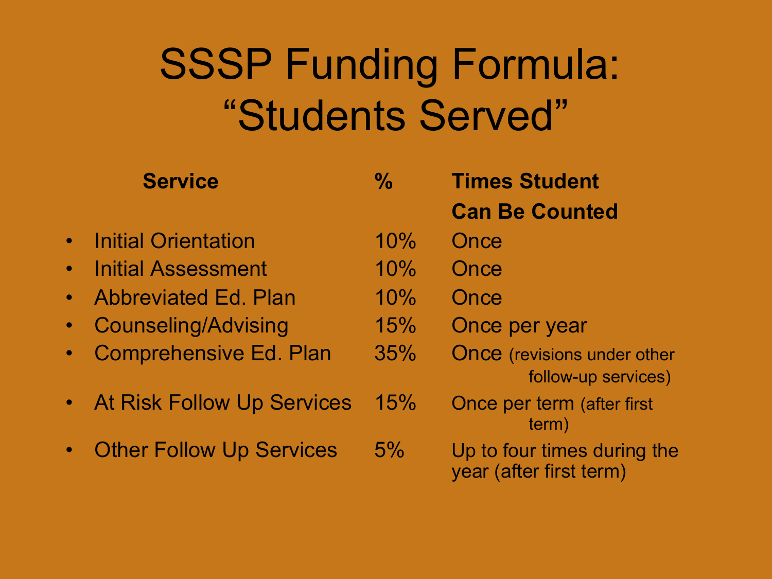# SSSP Funding Formula: "Students Served"

| Service | % | Times Student Can Be Counted |
|---|---|---|
| Initial Orientation | 10% | Once |
| Initial Assessment | 10% | Once |
| Abbreviated Ed. Plan | 10% | Once |
| Counseling/Advising | 15% | Once per year |
| Comprehensive Ed. Plan | 35% | Once (revisions under other follow-up services) |
| At Risk Follow Up Services | 15% | Once per term (after first term) |
| Other Follow Up Services | 5% | Up to four times during the year (after first term) |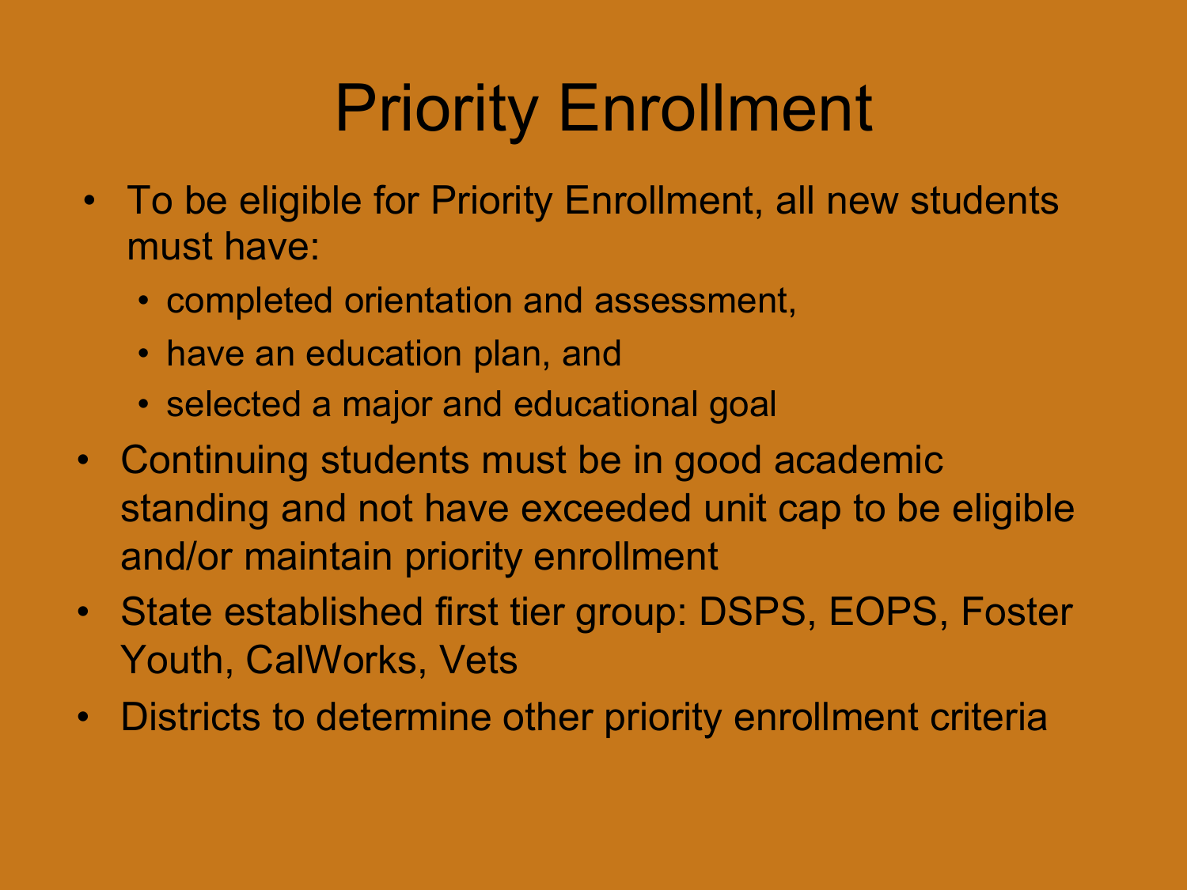# Priority Enrollment

- To be eligible for Priority Enrollment, all new students must have:
  - completed orientation and assessment,
  - have an education plan, and
  - selected a major and educational goal
- Continuing students must be in good academic standing and not have exceeded unit cap to be eligible and/or maintain priority enrollment
- State established first tier group: DSPS, EOPS, Foster Youth, CalWorks, Vets
- Districts to determine other priority enrollment criteria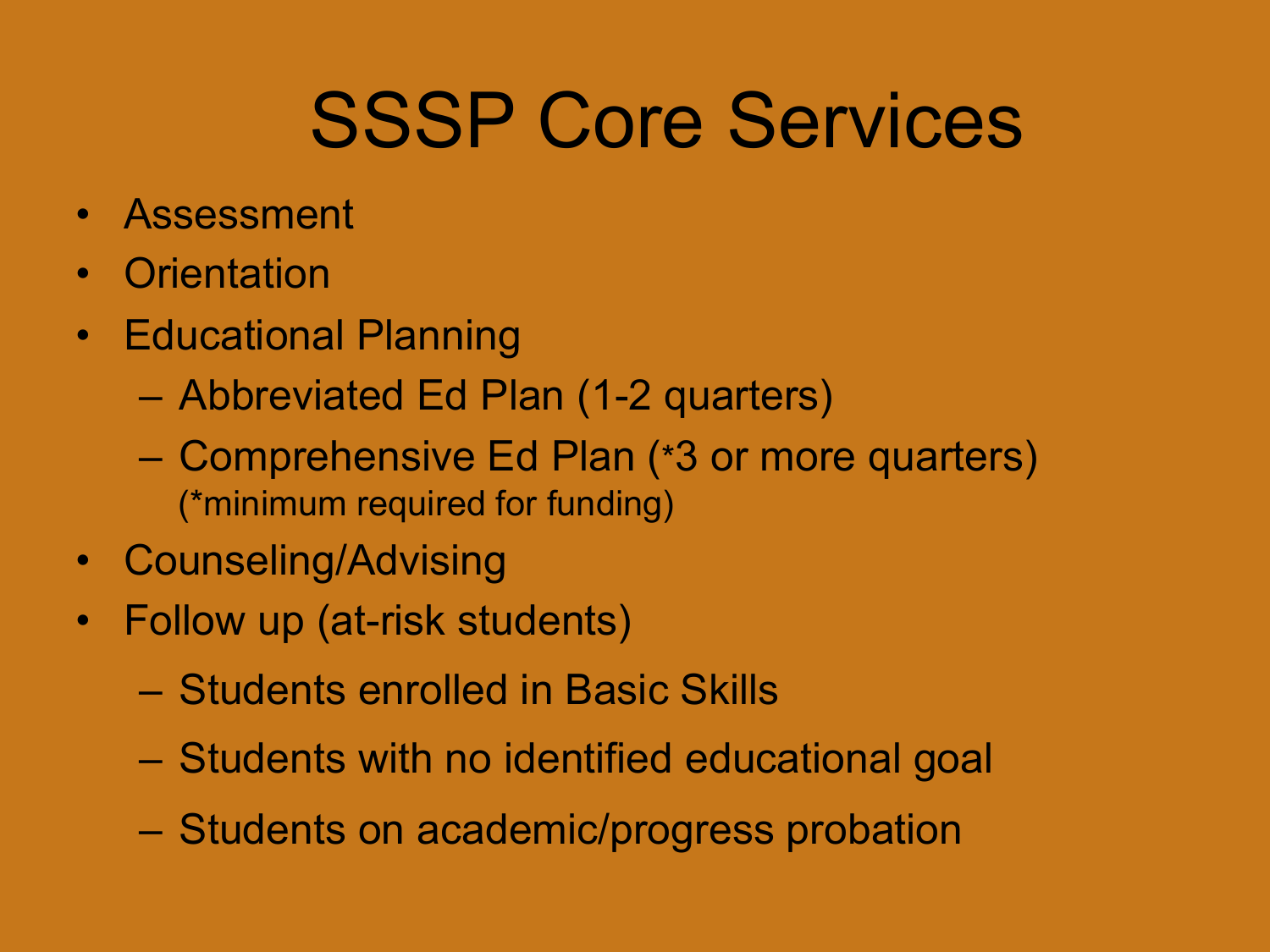# SSSP Core Services

- Assessment
- Orientation
- Educational Planning
  - Abbreviated Ed Plan (1-2 quarters)
  - Comprehensive Ed Plan (*3 or more quarters) (*minimum required for funding)
- Counseling/Advising
- Follow up (at-risk students)
  - Students enrolled in Basic Skills
  - Students with no identified educational goal
  - Students on academic/progress probation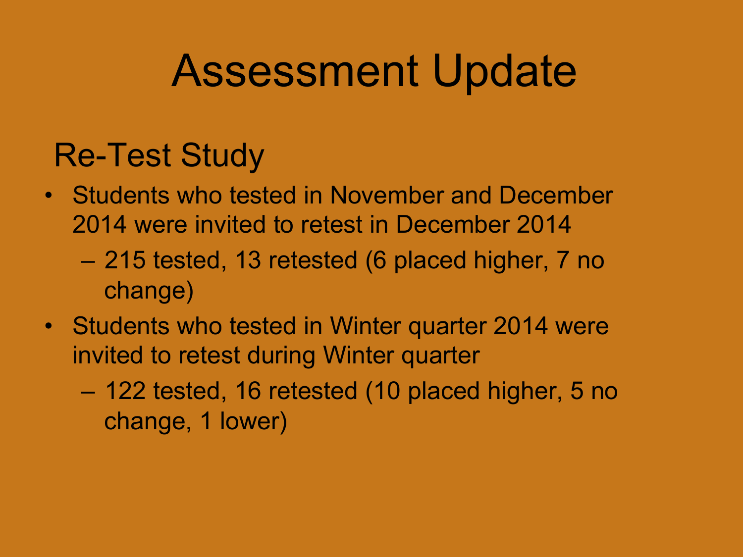# Assessment Update

## Re-Test Study

- Students who tested in November and December 2014 were invited to retest in December 2014
  - 215 tested, 13 retested (6 placed higher, 7 no change)
- Students who tested in Winter quarter 2014 were invited to retest during Winter quarter
  - 122 tested, 16 retested (10 placed higher, 5 no change, 1 lower)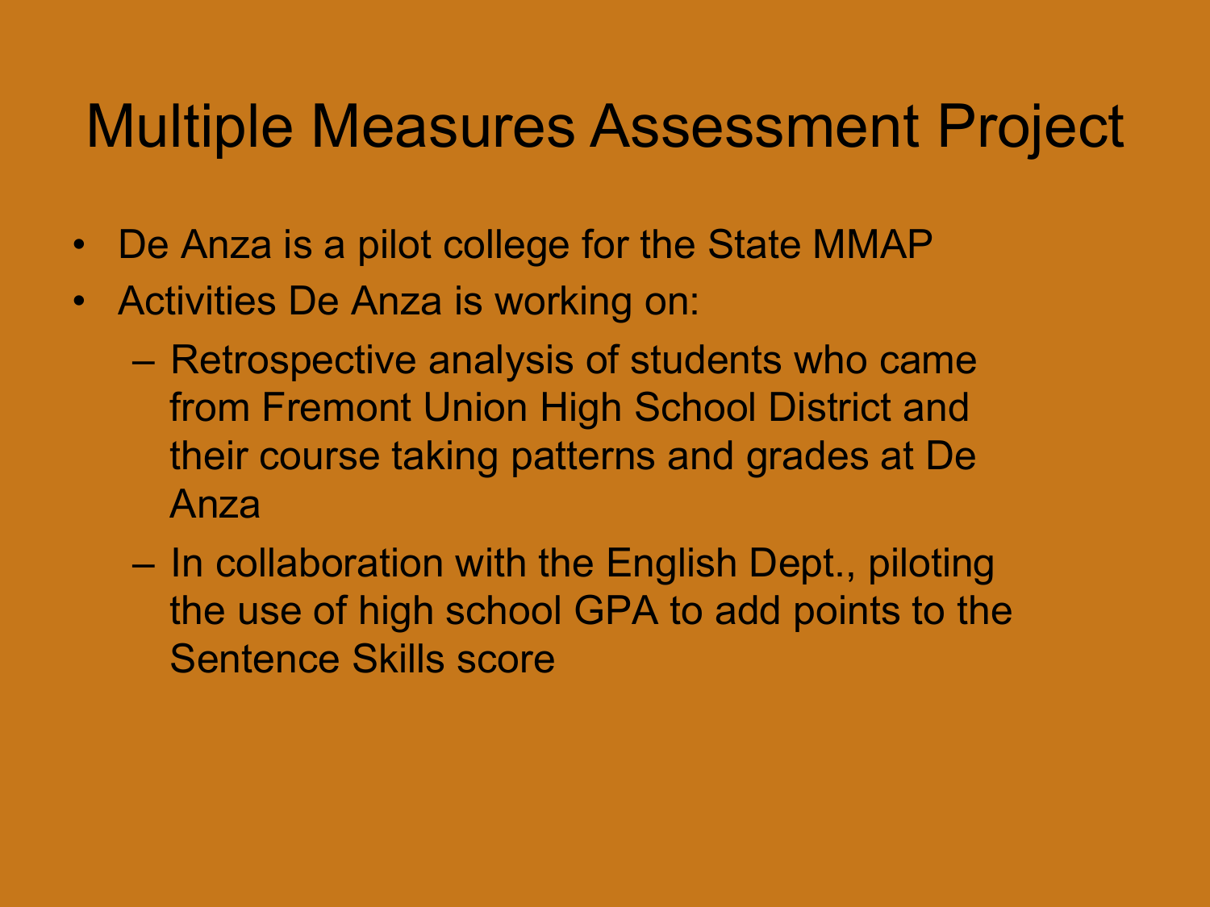# Multiple Measures Assessment Project

- De Anza is a pilot college for the State MMAP
- Activities De Anza is working on:
  - Retrospective analysis of students who came from Fremont Union High School District and their course taking patterns and grades at De Anza
  - In collaboration with the English Dept., piloting the use of high school GPA to add points to the Sentence Skills score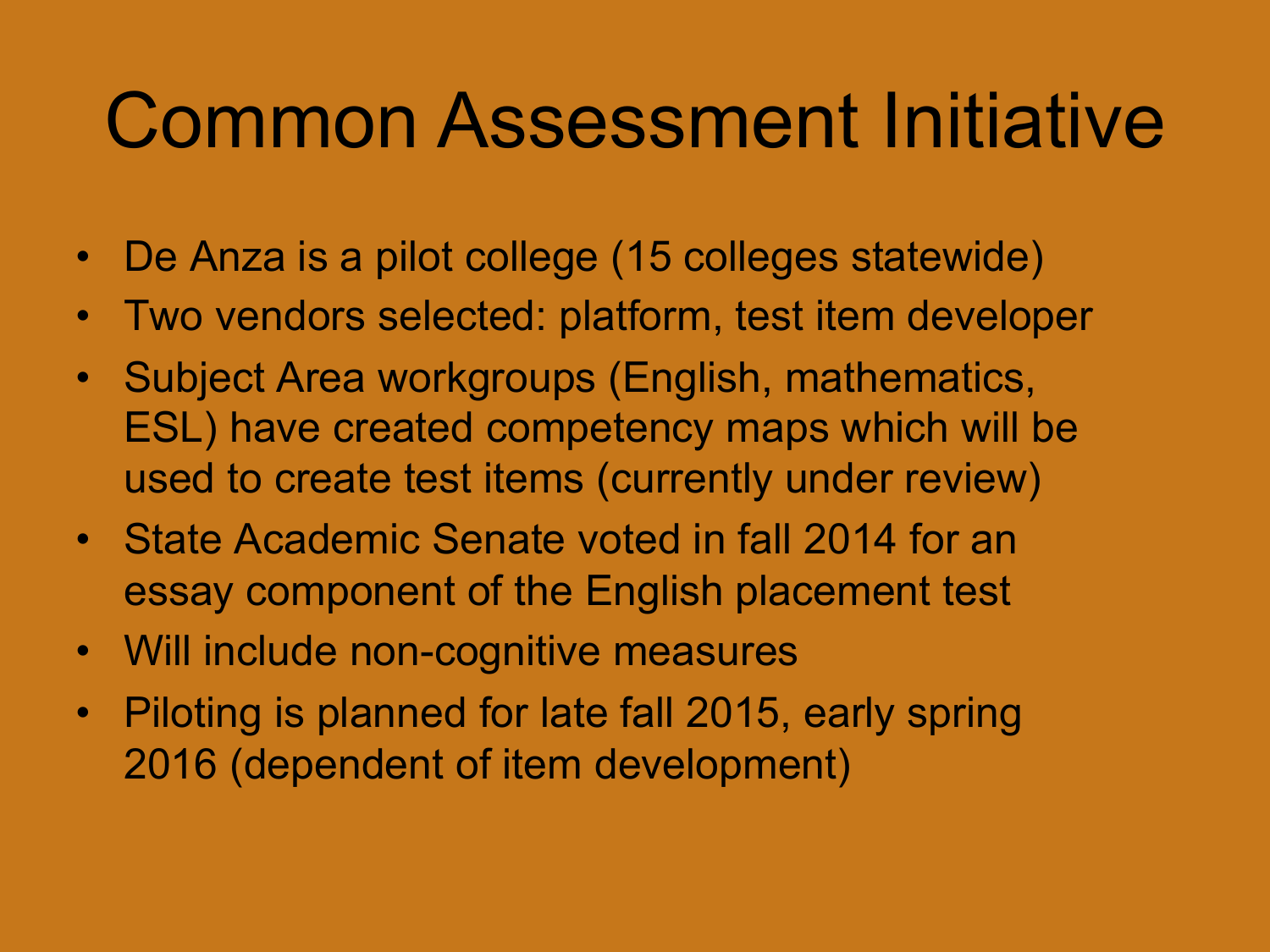# Common Assessment Initiative

- De Anza is a pilot college (15 colleges statewide)
- Two vendors selected: platform, test item developer
- Subject Area workgroups (English, mathematics, ESL) have created competency maps which will be used to create test items (currently under review)
- State Academic Senate voted in fall 2014 for an essay component of the English placement test
- Will include non-cognitive measures
- Piloting is planned for late fall 2015, early spring 2016 (dependent of item development)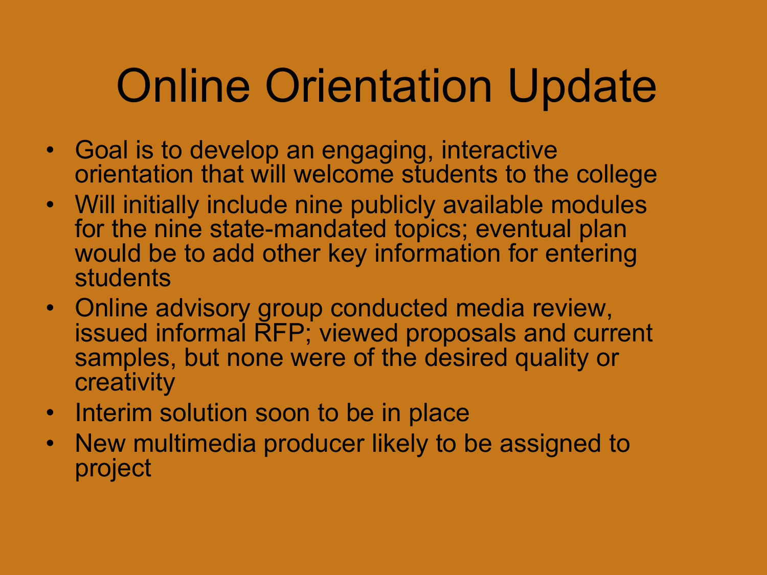# Online Orientation Update

- Goal is to develop an engaging, interactive orientation that will welcome students to the college
- Will initially include nine publicly available modules for the nine state-mandated topics; eventual plan would be to add other key information for entering students
- Online advisory group conducted media review, issued informal RFP; viewed proposals and current samples, but none were of the desired quality or creativity
- Interim solution soon to be in place
- New multimedia producer likely to be assigned to project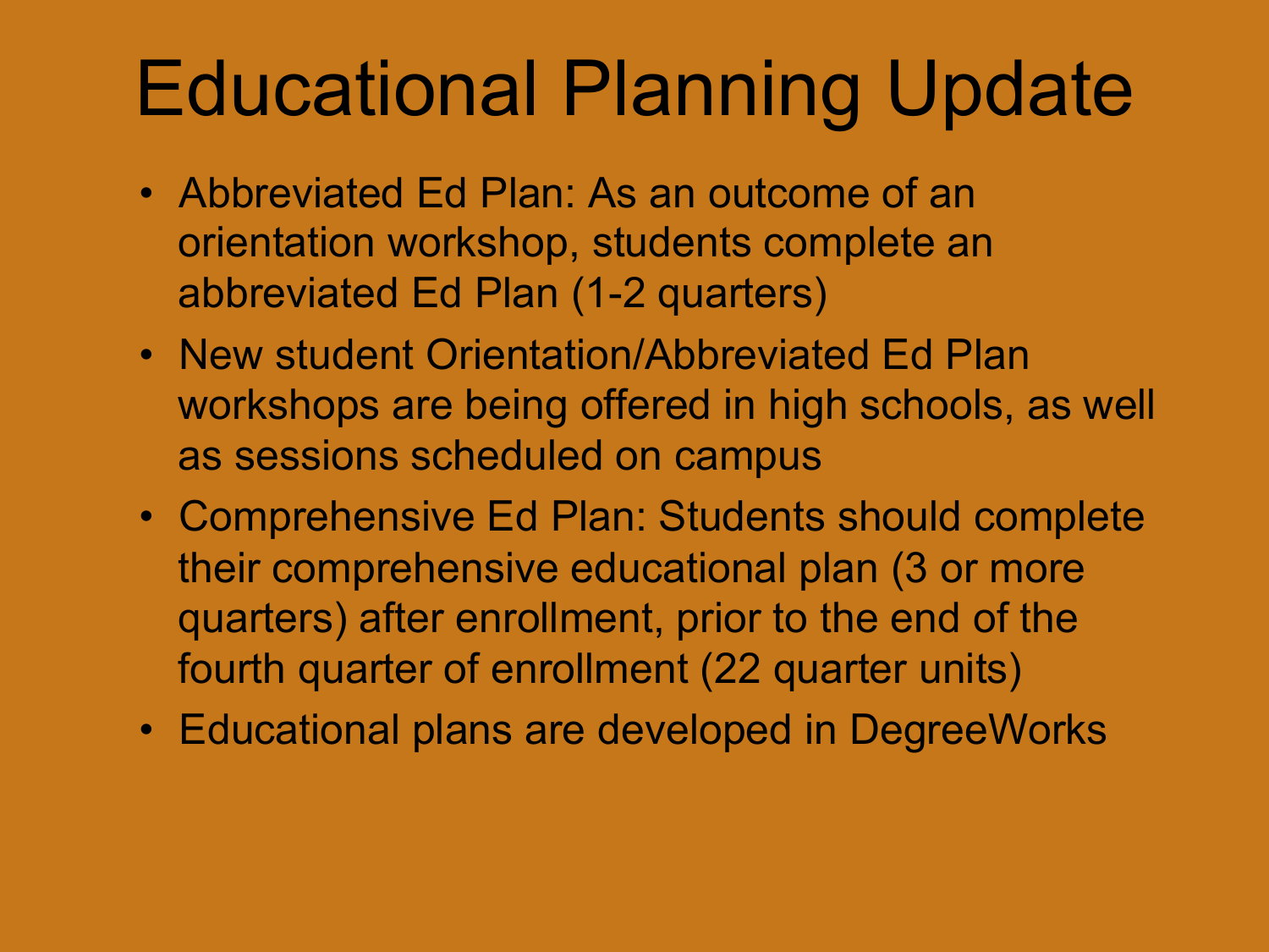# Educational Planning Update

- Abbreviated Ed Plan: As an outcome of an orientation workshop, students complete an abbreviated Ed Plan (1-2 quarters)
- New student Orientation/Abbreviated Ed Plan workshops are being offered in high schools, as well as sessions scheduled on campus
- Comprehensive Ed Plan: Students should complete their comprehensive educational plan (3 or more quarters) after enrollment, prior to the end of the fourth quarter of enrollment (22 quarter units)
- Educational plans are developed in DegreeWorks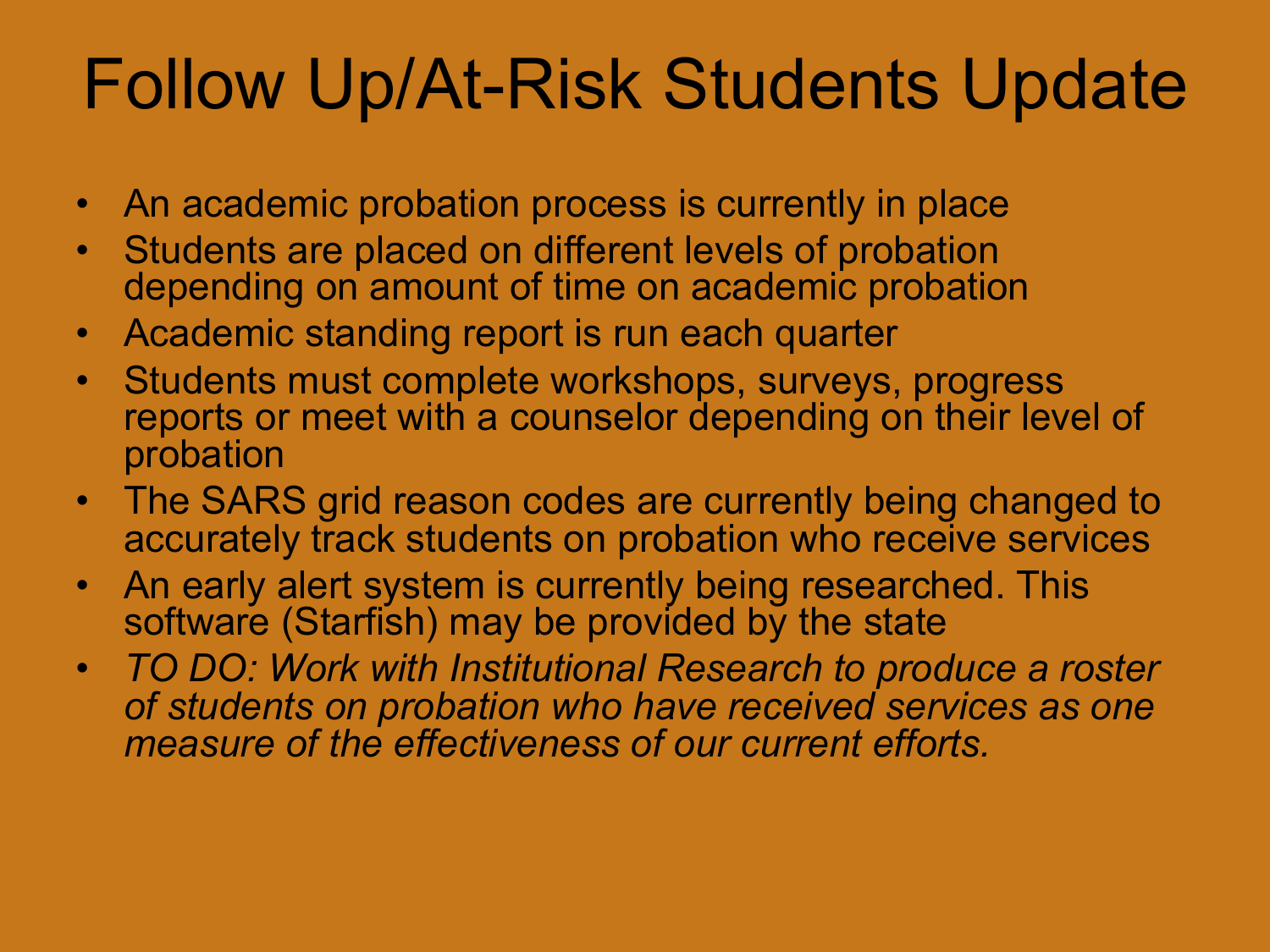# Follow Up/At-Risk Students Update

- An academic probation process is currently in place
- Students are placed on different levels of probation depending on amount of time on academic probation
- Academic standing report is run each quarter
- Students must complete workshops, surveys, progress reports or meet with a counselor depending on their level of probation
- The SARS grid reason codes are currently being changed to accurately track students on probation who receive services
- An early alert system is currently being researched. This software (Starfish) may be provided by the state
- *TO DO: Work with Institutional Research to produce a roster of students on probation who have received services as one measure of the effectiveness of our current efforts.*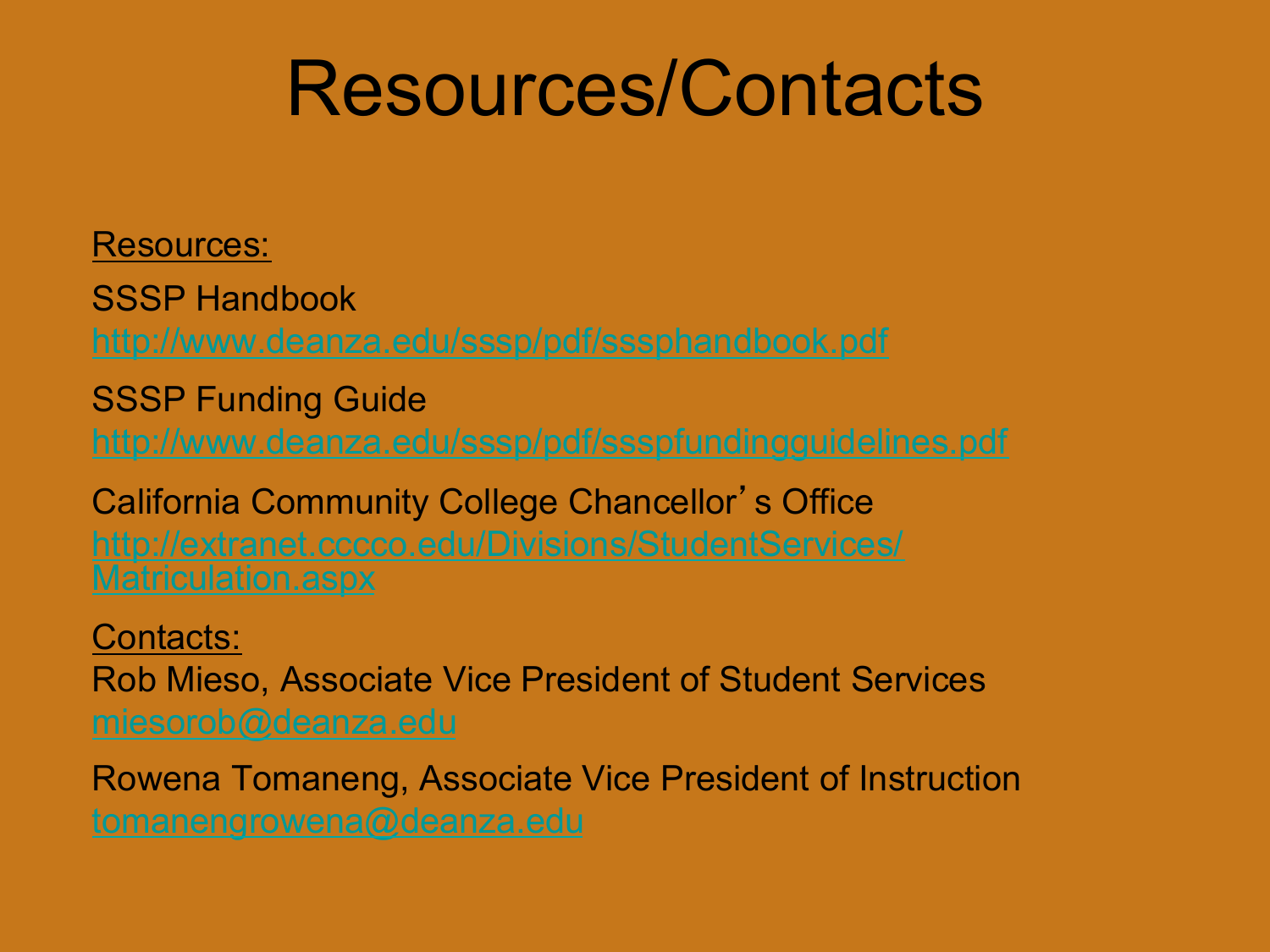# Resources/Contacts

Resources:

SSSP Handbook
http://www.deanza.edu/sssp/pdf/sssphandbook.pdf

SSSP Funding Guide
http://www.deanza.edu/sssp/pdf/ssspfundingguidelines.pdf

California Community College Chancellor's Office
http://extranet.cccco.edu/Divisions/StudentServices/Matriculation.aspx

Contacts:

Rob Mieso, Associate Vice President of Student Services
miesorob@deanza.edu

Rowena Tomaneng, Associate Vice President of Instruction
tomanengrowena@deanza.edu